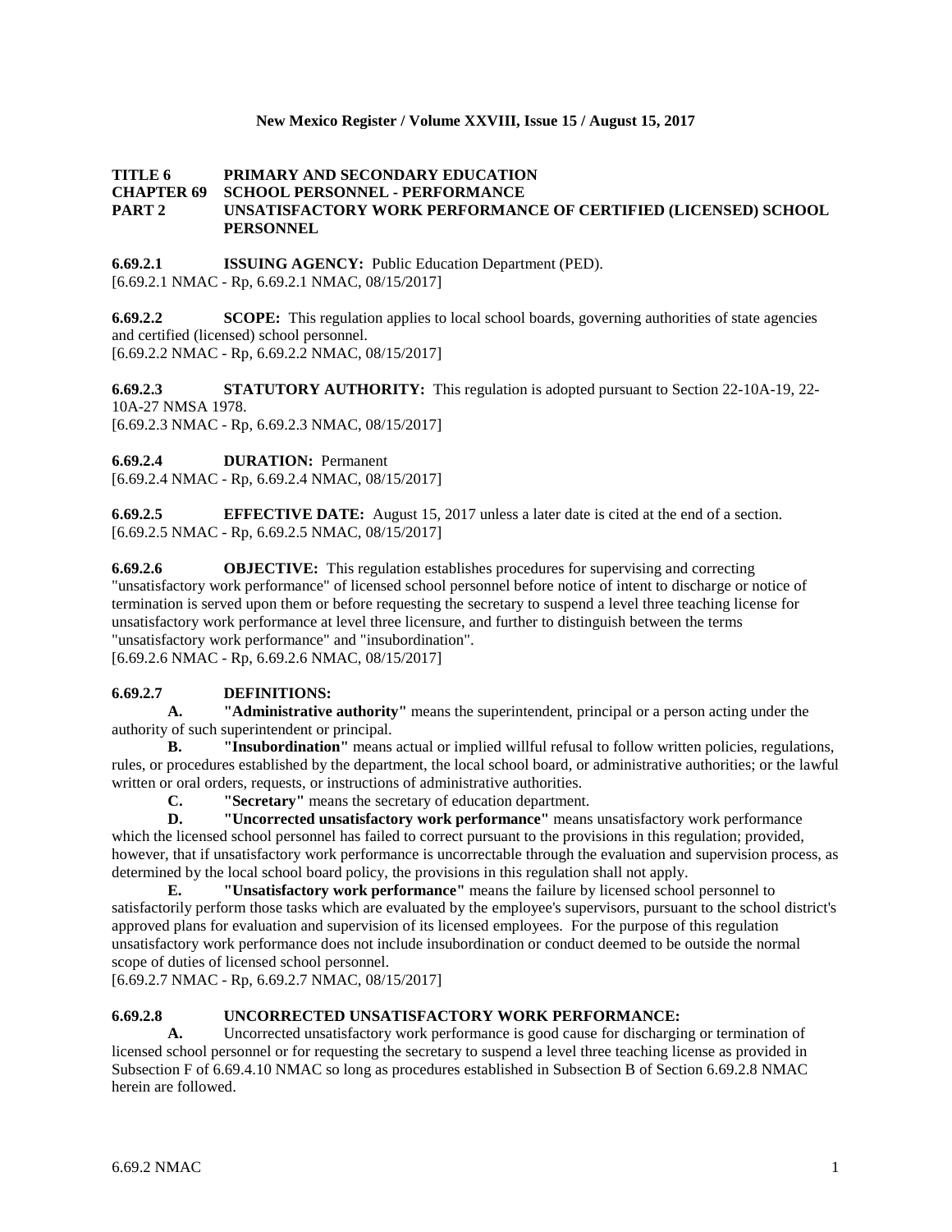**New Mexico Register / Volume XXVIII, Issue 15 / August 15, 2017**

**TITLE 6 PRIMARY AND SECONDARY EDUCATION**
**CHAPTER 69 SCHOOL PERSONNEL - PERFORMANCE**
**PART 2 UNSATISFACTORY WORK PERFORMANCE OF CERTIFIED (LICENSED) SCHOOL PERSONNEL**

**6.69.2.1 ISSUING AGENCY:** Public Education Department (PED).
[6.69.2.1 NMAC - Rp, 6.69.2.1 NMAC, 08/15/2017]

**6.69.2.2 SCOPE:** This regulation applies to local school boards, governing authorities of state agencies and certified (licensed) school personnel.
[6.69.2.2 NMAC - Rp, 6.69.2.2 NMAC, 08/15/2017]

**6.69.2.3 STATUTORY AUTHORITY:** This regulation is adopted pursuant to Section 22-10A-19, 22-10A-27 NMSA 1978.
[6.69.2.3 NMAC - Rp, 6.69.2.3 NMAC, 08/15/2017]

**6.69.2.4 DURATION:** Permanent
[6.69.2.4 NMAC - Rp, 6.69.2.4 NMAC, 08/15/2017]

**6.69.2.5 EFFECTIVE DATE:** August 15, 2017 unless a later date is cited at the end of a section.
[6.69.2.5 NMAC - Rp, 6.69.2.5 NMAC, 08/15/2017]

**6.69.2.6 OBJECTIVE:** This regulation establishes procedures for supervising and correcting "unsatisfactory work performance" of licensed school personnel before notice of intent to discharge or notice of termination is served upon them or before requesting the secretary to suspend a level three teaching license for unsatisfactory work performance at level three licensure, and further to distinguish between the terms "unsatisfactory work performance" and "insubordination".
[6.69.2.6 NMAC - Rp, 6.69.2.6 NMAC, 08/15/2017]

**6.69.2.7 DEFINITIONS:**

**A. "Administrative authority"** means the superintendent, principal or a person acting under the authority of such superintendent or principal.

**B. "Insubordination"** means actual or implied willful refusal to follow written policies, regulations, rules, or procedures established by the department, the local school board, or administrative authorities; or the lawful written or oral orders, requests, or instructions of administrative authorities.

**C. "Secretary"** means the secretary of education department.

**D. "Uncorrected unsatisfactory work performance"** means unsatisfactory work performance which the licensed school personnel has failed to correct pursuant to the provisions in this regulation; provided, however, that if unsatisfactory work performance is uncorrectable through the evaluation and supervision process, as determined by the local school board policy, the provisions in this regulation shall not apply.

**E. "Unsatisfactory work performance"** means the failure by licensed school personnel to satisfactorily perform those tasks which are evaluated by the employee's supervisors, pursuant to the school district's approved plans for evaluation and supervision of its licensed employees. For the purpose of this regulation unsatisfactory work performance does not include insubordination or conduct deemed to be outside the normal scope of duties of licensed school personnel.
[6.69.2.7 NMAC - Rp, 6.69.2.7 NMAC, 08/15/2017]

**6.69.2.8 UNCORRECTED UNSATISFACTORY WORK PERFORMANCE:**

**A.** Uncorrected unsatisfactory work performance is good cause for discharging or termination of licensed school personnel or for requesting the secretary to suspend a level three teaching license as provided in Subsection F of 6.69.4.10 NMAC so long as procedures established in Subsection B of Section 6.69.2.8 NMAC herein are followed.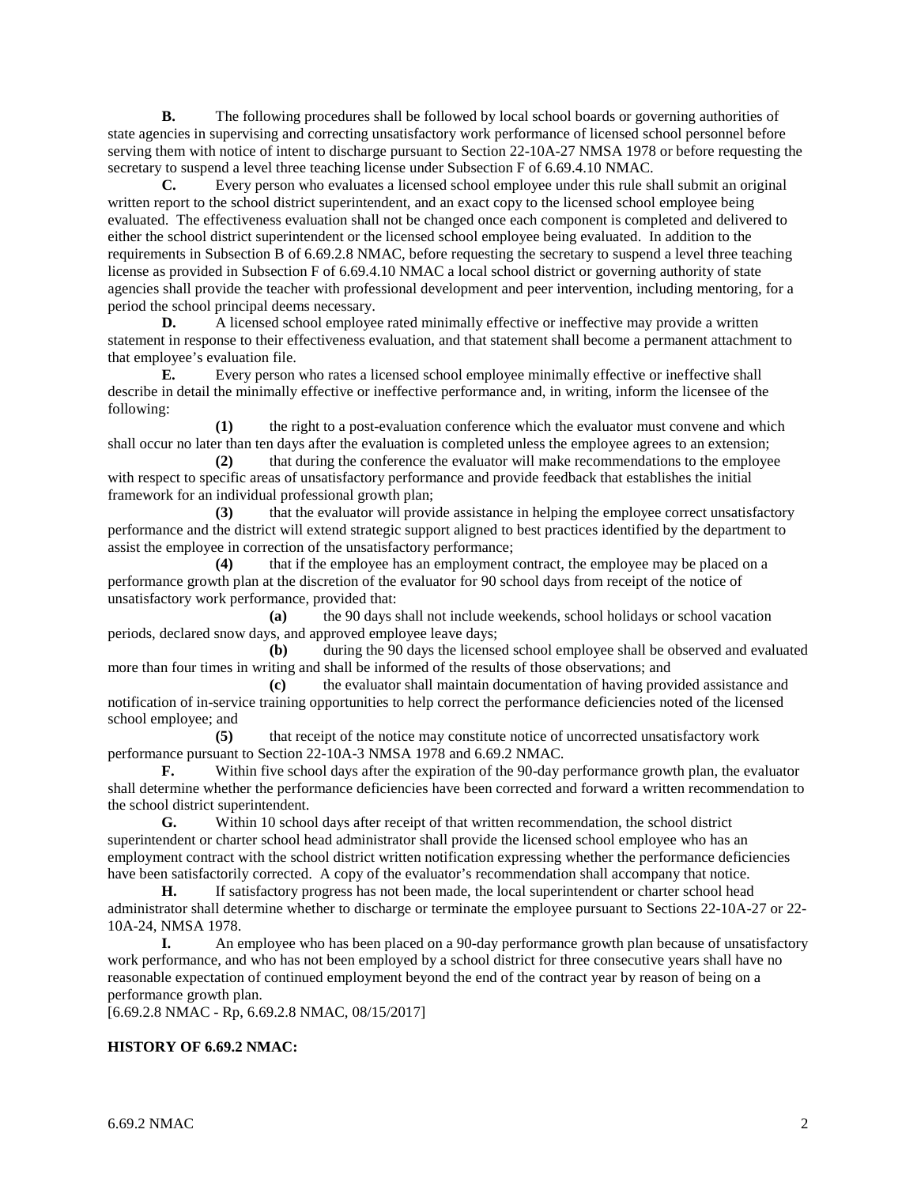**B.** The following procedures shall be followed by local school boards or governing authorities of state agencies in supervising and correcting unsatisfactory work performance of licensed school personnel before serving them with notice of intent to discharge pursuant to Section 22-10A-27 NMSA 1978 or before requesting the secretary to suspend a level three teaching license under Subsection F of 6.69.4.10 NMAC.

**C.** Every person who evaluates a licensed school employee under this rule shall submit an original written report to the school district superintendent, and an exact copy to the licensed school employee being evaluated. The effectiveness evaluation shall not be changed once each component is completed and delivered to either the school district superintendent or the licensed school employee being evaluated. In addition to the requirements in Subsection B of 6.69.2.8 NMAC, before requesting the secretary to suspend a level three teaching license as provided in Subsection F of 6.69.4.10 NMAC a local school district or governing authority of state agencies shall provide the teacher with professional development and peer intervention, including mentoring, for a period the school principal deems necessary.

**D.** A licensed school employee rated minimally effective or ineffective may provide a written statement in response to their effectiveness evaluation, and that statement shall become a permanent attachment to that employee's evaluation file.

**E.** Every person who rates a licensed school employee minimally effective or ineffective shall describe in detail the minimally effective or ineffective performance and, in writing, inform the licensee of the following:

**(1)** the right to a post-evaluation conference which the evaluator must convene and which shall occur no later than ten days after the evaluation is completed unless the employee agrees to an extension;

**(2)** that during the conference the evaluator will make recommendations to the employee with respect to specific areas of unsatisfactory performance and provide feedback that establishes the initial framework for an individual professional growth plan;

**(3)** that the evaluator will provide assistance in helping the employee correct unsatisfactory performance and the district will extend strategic support aligned to best practices identified by the department to assist the employee in correction of the unsatisfactory performance;

**(4)** that if the employee has an employment contract, the employee may be placed on a performance growth plan at the discretion of the evaluator for 90 school days from receipt of the notice of unsatisfactory work performance, provided that:

**(a)** the 90 days shall not include weekends, school holidays or school vacation periods, declared snow days, and approved employee leave days;

**(b)** during the 90 days the licensed school employee shall be observed and evaluated more than four times in writing and shall be informed of the results of those observations; and

**(c)** the evaluator shall maintain documentation of having provided assistance and notification of in-service training opportunities to help correct the performance deficiencies noted of the licensed school employee; and

**(5)** that receipt of the notice may constitute notice of uncorrected unsatisfactory work performance pursuant to Section 22-10A-3 NMSA 1978 and 6.69.2 NMAC.

**F.** Within five school days after the expiration of the 90-day performance growth plan, the evaluator shall determine whether the performance deficiencies have been corrected and forward a written recommendation to the school district superintendent.

**G.** Within 10 school days after receipt of that written recommendation, the school district superintendent or charter school head administrator shall provide the licensed school employee who has an employment contract with the school district written notification expressing whether the performance deficiencies have been satisfactorily corrected. A copy of the evaluator's recommendation shall accompany that notice.

**H.** If satisfactory progress has not been made, the local superintendent or charter school head administrator shall determine whether to discharge or terminate the employee pursuant to Sections 22-10A-27 or 22-10A-24, NMSA 1978.

**I.** An employee who has been placed on a 90-day performance growth plan because of unsatisfactory work performance, and who has not been employed by a school district for three consecutive years shall have no reasonable expectation of continued employment beyond the end of the contract year by reason of being on a performance growth plan.

[6.69.2.8 NMAC - Rp, 6.69.2.8 NMAC, 08/15/2017]

**HISTORY OF 6.69.2 NMAC:**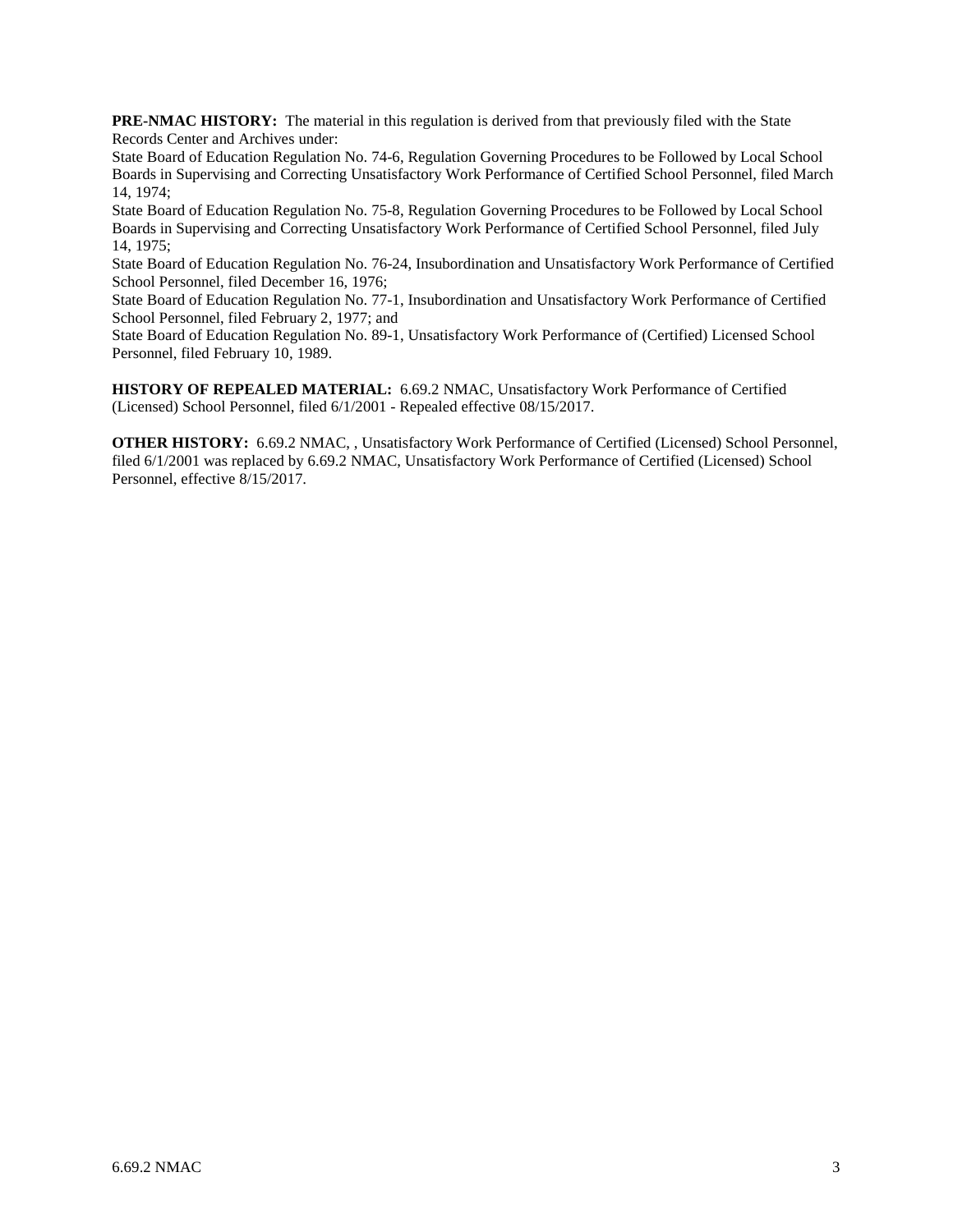**PRE-NMAC HISTORY:** The material in this regulation is derived from that previously filed with the State Records Center and Archives under:
State Board of Education Regulation No. 74-6, Regulation Governing Procedures to be Followed by Local School Boards in Supervising and Correcting Unsatisfactory Work Performance of Certified School Personnel, filed March 14, 1974;
State Board of Education Regulation No. 75-8, Regulation Governing Procedures to be Followed by Local School Boards in Supervising and Correcting Unsatisfactory Work Performance of Certified School Personnel, filed July 14, 1975;
State Board of Education Regulation No. 76-24, Insubordination and Unsatisfactory Work Performance of Certified School Personnel, filed December 16, 1976;
State Board of Education Regulation No. 77-1, Insubordination and Unsatisfactory Work Performance of Certified School Personnel, filed February 2, 1977; and
State Board of Education Regulation No. 89-1, Unsatisfactory Work Performance of (Certified) Licensed School Personnel, filed February 10, 1989.

**HISTORY OF REPEALED MATERIAL:** 6.69.2 NMAC, Unsatisfactory Work Performance of Certified (Licensed) School Personnel, filed 6/1/2001 - Repealed effective 08/15/2017.

**OTHER HISTORY:** 6.69.2 NMAC, , Unsatisfactory Work Performance of Certified (Licensed) School Personnel, filed 6/1/2001 was replaced by 6.69.2 NMAC, Unsatisfactory Work Performance of Certified (Licensed) School Personnel, effective 8/15/2017.